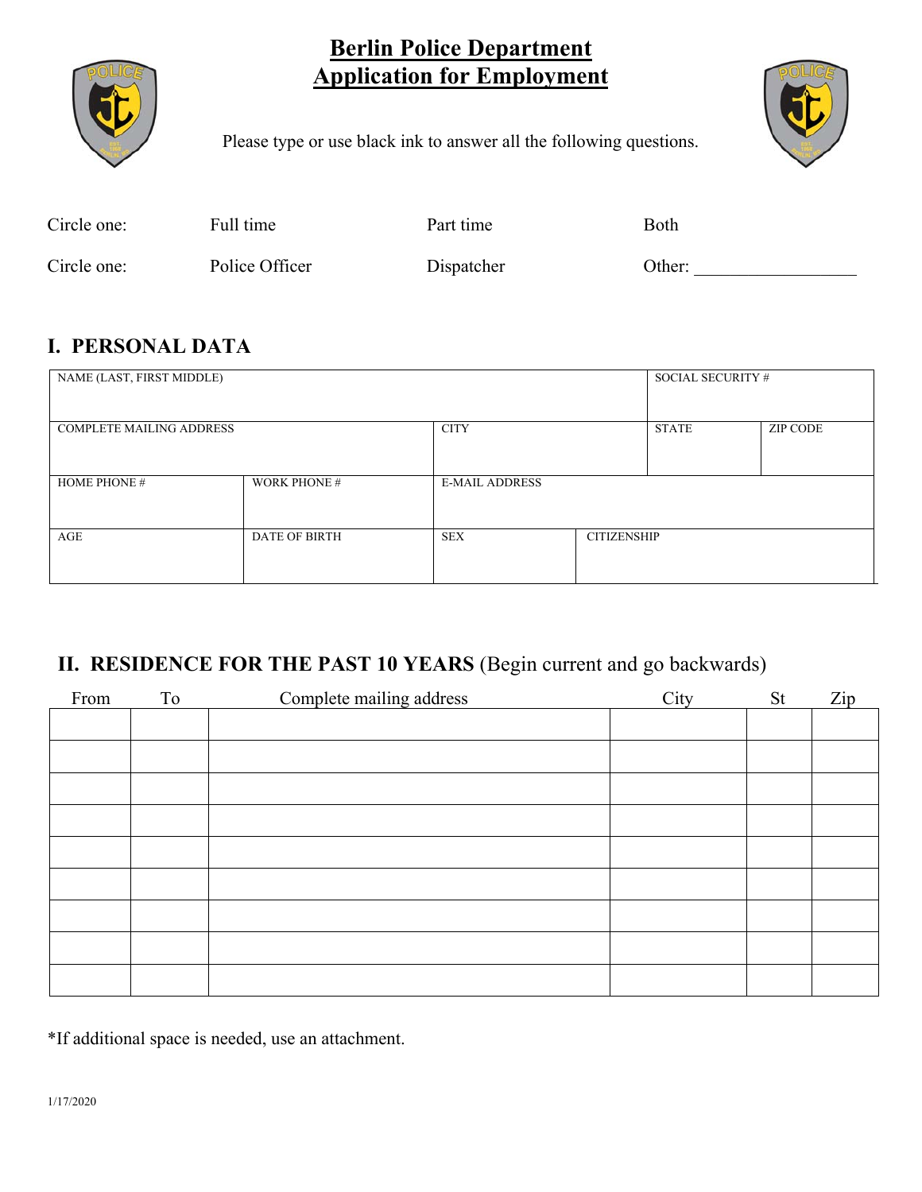# Berlin Police Department
# Application for Employment

Please type or use black ink to answer all the following questions.

Circle one: Full time Part time Both

Circle one: Police Officer Dispatcher Other: _________________

## I. PERSONAL DATA

| NAME (LAST, FIRST MIDDLE) | | | | SOCIAL SECURITY # | |
|---|---|---|---|---|---|
| COMPLETE MAILING ADDRESS | | CITY | | STATE | ZIP CODE |
| HOME PHONE # | WORK PHONE # | E-MAIL ADDRESS | | | |
| AGE | DATE OF BIRTH | SEX | CITIZENSHIP | | |

## II. RESIDENCE FOR THE PAST 10 YEARS (Begin current and go backwards)

| From | To | Complete mailing address | City | St | Zip |
|---|---|---|---|---|---|
| | | | | | |
| | | | | | |
| | | | | | |
| | | | | | |
| | | | | | |
| | | | | | |
| | | | | | |
| | | | | | |
| | | | | | |

*If additional space is needed, use an attachment.

1/17/2020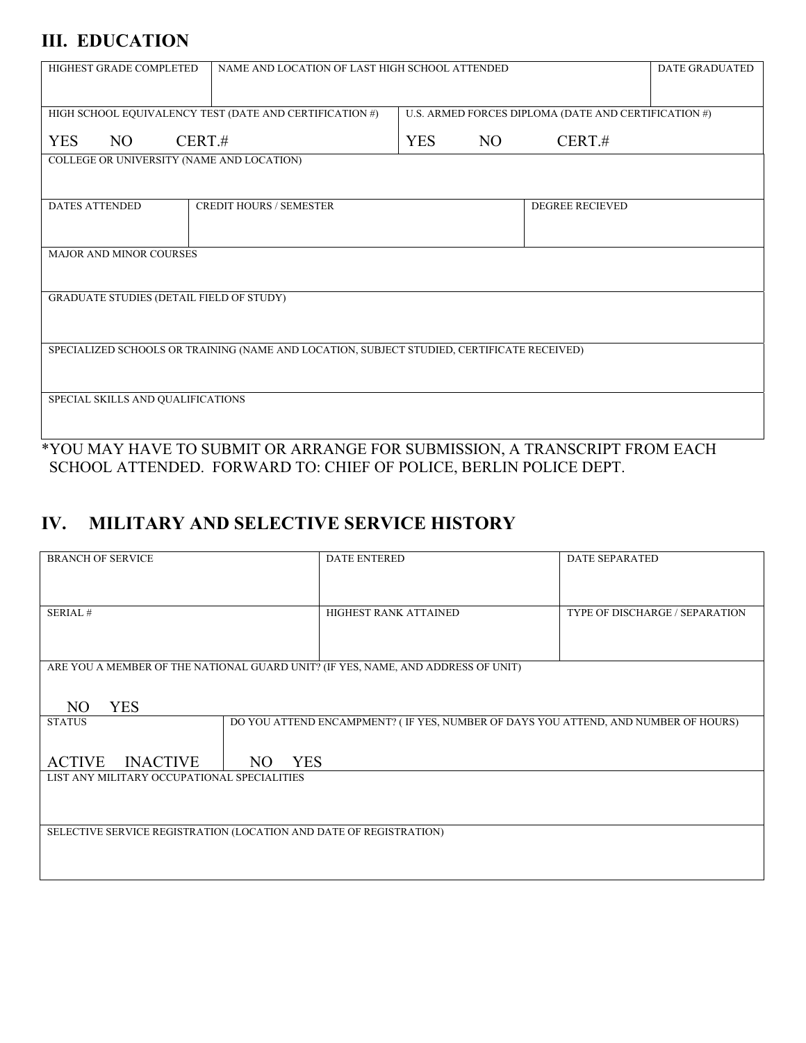## III. EDUCATION

| HIGHEST GRADE COMPLETED | NAME AND LOCATION OF LAST HIGH SCHOOL ATTENDED | DATE GRADUATED |
|---|---|---|
| | | |

| HIGH SCHOOL EQUIVALENCY TEST (DATE AND CERTIFICATION #) | U.S. ARMED FORCES DIPLOMA (DATE AND CERTIFICATION #) |
|---|---|
| YES NO CERT.# | YES NO CERT.# |

| COLLEGE OR UNIVERSITY (NAME AND LOCATION) |
|---|
| |

| DATES ATTENDED | CREDIT HOURS / SEMESTER | DEGREE RECIEVED |
|---|---|---|
| | | |

| MAJOR AND MINOR COURSES |
|---|
| |

| GRADUATE STUDIES (DETAIL FIELD OF STUDY) |
|---|
| |

| SPECIALIZED SCHOOLS OR TRAINING (NAME AND LOCATION, SUBJECT STUDIED, CERTIFICATE RECEIVED) |
|---|
| |

| SPECIAL SKILLS AND QUALIFICATIONS |
|---|
| |

*YOU MAY HAVE TO SUBMIT OR ARRANGE FOR SUBMISSION, A TRANSCRIPT FROM EACH SCHOOL ATTENDED. FORWARD TO: CHIEF OF POLICE, BERLIN POLICE DEPT.

## IV. MILITARY AND SELECTIVE SERVICE HISTORY

| BRANCH OF SERVICE | DATE ENTERED | DATE SEPARATED |
|---|---|---|
| | | |
| **SERIAL #** | **HIGHEST RANK ATTAINED** | **TYPE OF DISCHARGE / SEPARATION** |
| | | |

| ARE YOU A MEMBER OF THE NATIONAL GUARD UNIT? (IF YES, NAME, AND ADDRESS OF UNIT) |
|---|
| NO YES |

| STATUS | DO YOU ATTEND ENCAMPMENT? ( IF YES, NUMBER OF DAYS YOU ATTEND, AND NUMBER OF HOURS) |
|---|---|
| ACTIVE INACTIVE | NO YES |

| LIST ANY MILITARY OCCUPATIONAL SPECIALITIES |
|---|
| |

| SELECTIVE SERVICE REGISTRATION (LOCATION AND DATE OF REGISTRATION) |
|---|
| |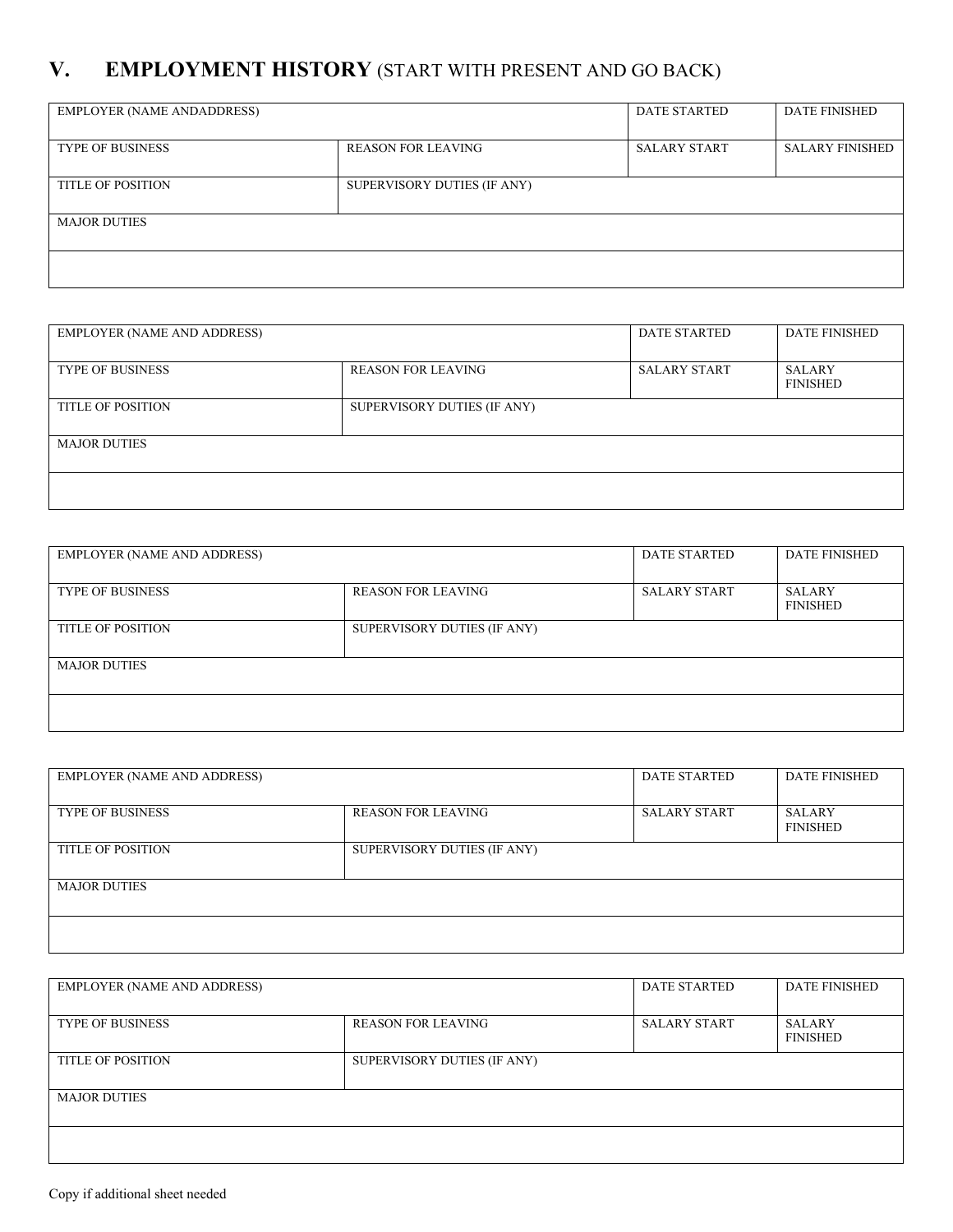## V. EMPLOYMENT HISTORY (START WITH PRESENT AND GO BACK)

| EMPLOYER (NAME ANDADDRESS) | | DATE STARTED | DATE FINISHED |
|---|---|---|---|
| TYPE OF BUSINESS | REASON FOR LEAVING | SALARY START | SALARY FINISHED |
| TITLE OF POSITION | SUPERVISORY DUTIES (IF ANY) | | |
| MAJOR DUTIES | | | |
| | | | |

| EMPLOYER (NAME AND ADDRESS) | | DATE STARTED | DATE FINISHED |
|---|---|---|---|
| TYPE OF BUSINESS | REASON FOR LEAVING | SALARY START | SALARY FINISHED |
| TITLE OF POSITION | SUPERVISORY DUTIES (IF ANY) | | |
| MAJOR DUTIES | | | |
| | | | |

| EMPLOYER (NAME AND ADDRESS) | | DATE STARTED | DATE FINISHED |
|---|---|---|---|
| TYPE OF BUSINESS | REASON FOR LEAVING | SALARY START | SALARY FINISHED |
| TITLE OF POSITION | SUPERVISORY DUTIES (IF ANY) | | |
| MAJOR DUTIES | | | |
| | | | |

| EMPLOYER (NAME AND ADDRESS) | | DATE STARTED | DATE FINISHED |
|---|---|---|---|
| TYPE OF BUSINESS | REASON FOR LEAVING | SALARY START | SALARY FINISHED |
| TITLE OF POSITION | SUPERVISORY DUTIES (IF ANY) | | |
| MAJOR DUTIES | | | |
| | | | |

| EMPLOYER (NAME AND ADDRESS) | | DATE STARTED | DATE FINISHED |
|---|---|---|---|
| TYPE OF BUSINESS | REASON FOR LEAVING | SALARY START | SALARY FINISHED |
| TITLE OF POSITION | SUPERVISORY DUTIES (IF ANY) | | |
| MAJOR DUTIES | | | |
| | | | |

Copy if additional sheet needed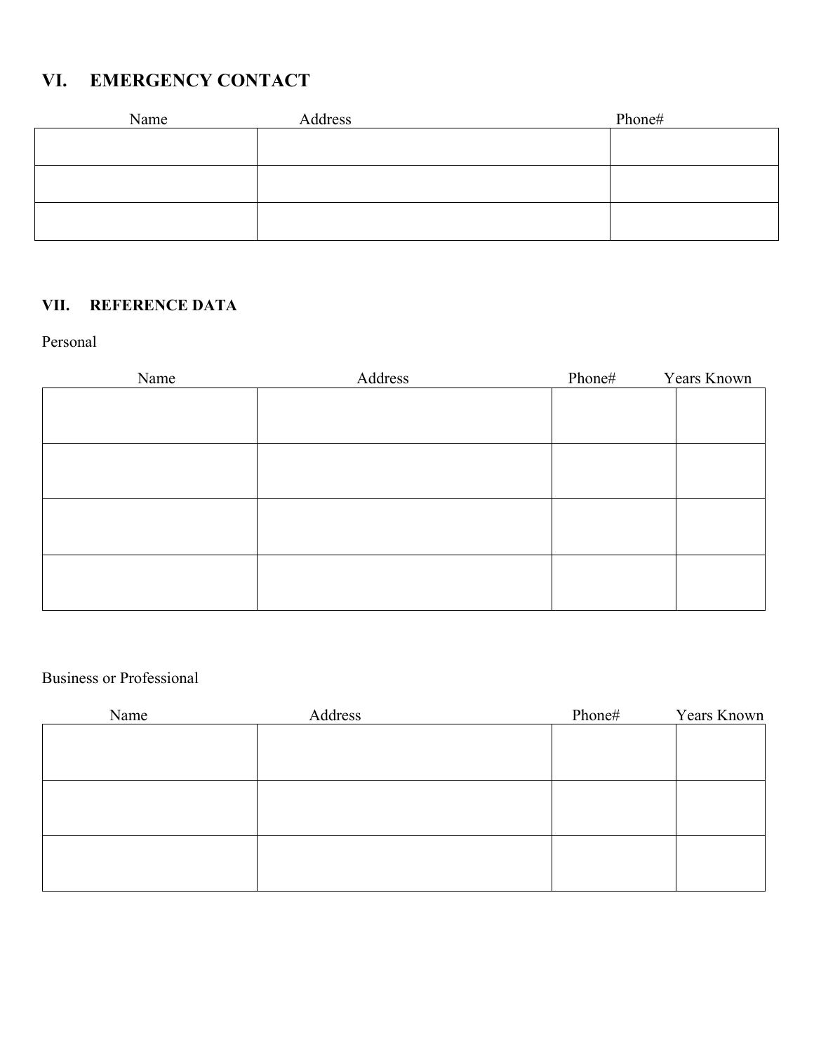## VI. EMERGENCY CONTACT

| Name | Address | Phone# |
| --- | --- | --- |
| | | |
| | | |
| | | |

## VII. REFERENCE DATA

Personal

| Name | Address | Phone# | Years Known |
| --- | --- | --- | --- |
| | | | |
| | | | |
| | | | |
| | | | |

Business or Professional

| Name | Address | Phone# | Years Known |
| --- | --- | --- | --- |
| | | | |
| | | | |
| | | | |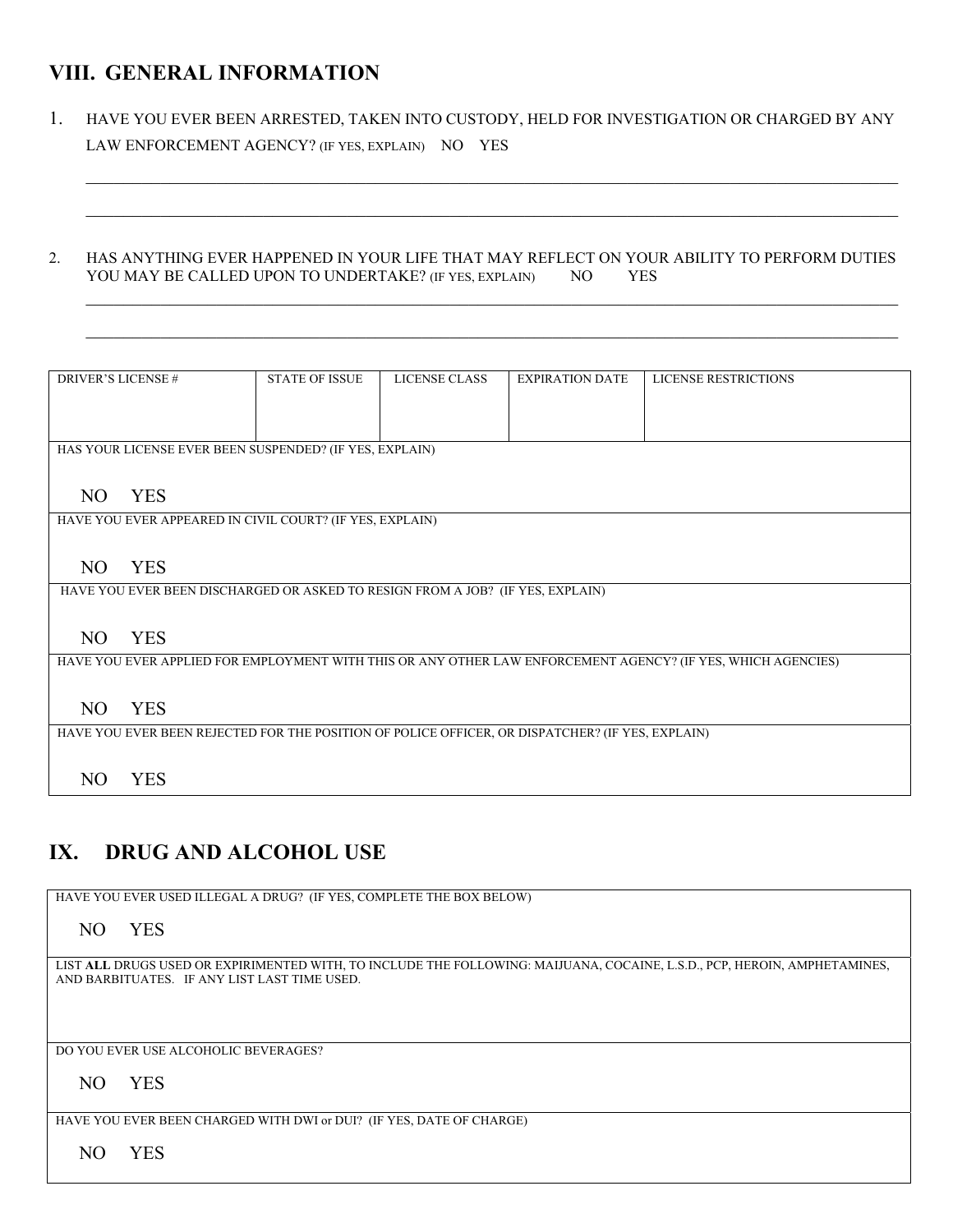## VIII. GENERAL INFORMATION

1. HAVE YOU EVER BEEN ARRESTED, TAKEN INTO CUSTODY, HELD FOR INVESTIGATION OR CHARGED BY ANY LAW ENFORCEMENT AGENCY? (IF YES, EXPLAIN) NO YES

______________________________________________________________________________________

______________________________________________________________________________________

2. HAS ANYTHING EVER HAPPENED IN YOUR LIFE THAT MAY REFLECT ON YOUR ABILITY TO PERFORM DUTIES YOU MAY BE CALLED UPON TO UNDERTAKE? (IF YES, EXPLAIN) NO YES

______________________________________________________________________________________

______________________________________________________________________________________

| DRIVER'S LICENSE # | STATE OF ISSUE | LICENSE CLASS | EXPIRATION DATE | LICENSE RESTRICTIONS |
|---|---|---|---|---|
| | | | | |
| HAS YOUR LICENSE EVER BEEN SUSPENDED? (IF YES, EXPLAIN)<br><br>NO YES | | | | |
| HAVE YOU EVER APPEARED IN CIVIL COURT? (IF YES, EXPLAIN)<br><br>NO YES | | | | |
| HAVE YOU EVER BEEN DISCHARGED OR ASKED TO RESIGN FROM A JOB? (IF YES, EXPLAIN)<br><br>NO YES | | | | |
| HAVE YOU EVER APPLIED FOR EMPLOYMENT WITH THIS OR ANY OTHER LAW ENFORCEMENT AGENCY? (IF YES, WHICH AGENCIES)<br><br>NO YES | | | | |
| HAVE YOU EVER BEEN REJECTED FOR THE POSITION OF POLICE OFFICER, OR DISPATCHER? (IF YES, EXPLAIN)<br><br>NO YES | | | | |

## IX. DRUG AND ALCOHOL USE

| HAVE YOU EVER USED ILLEGAL A DRUG? (IF YES, COMPLETE THE BOX BELOW)<br><br>NO YES |
|---|
| LIST **ALL** DRUGS USED OR EXPIRIMENTED WITH, TO INCLUDE THE FOLLOWING: MAIJUANA, COCAINE, L.S.D., PCP, HEROIN, AMPHETAMINES, AND BARBITUATES. IF ANY LIST LAST TIME USED. |
| DO YOU EVER USE ALCOHOLIC BEVERAGES?<br><br>NO YES |
| HAVE YOU EVER BEEN CHARGED WITH DWI or DUI? (IF YES, DATE OF CHARGE)<br><br>NO YES |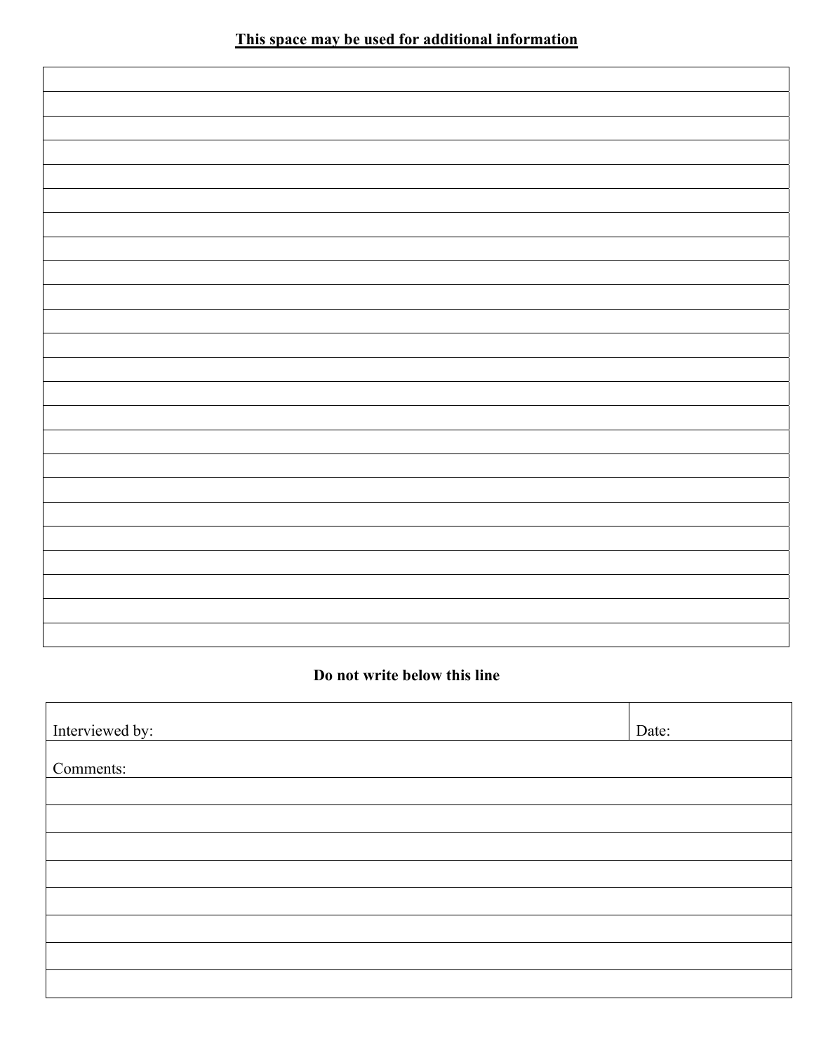**This space may be used for additional information**

| |
|---|
| |
| |
| |
| |
| |
| |
| |
| |
| |
| |
| |
| |
| |
| |
| |
| |
| |
| |
| |
| |
| |
| |
| |

**Do not write below this line**

| Interviewed by: | Date: |
|---|---|
| Comments: | |
| | |
| | |
| | |
| | |
| | |
| | |
| | |
| | |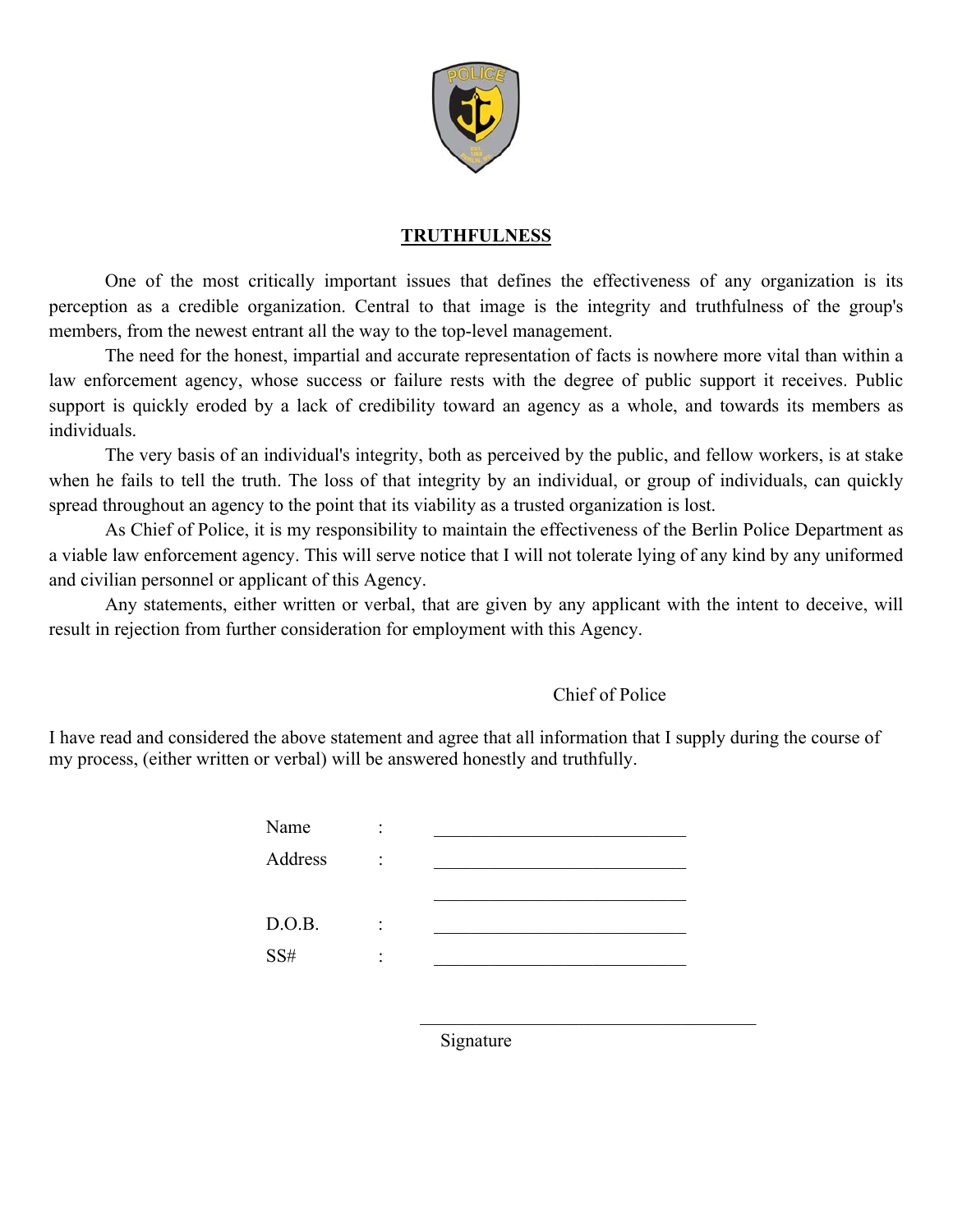## TRUTHFULNESS

One of the most critically important issues that defines the effectiveness of any organization is its perception as a credible organization. Central to that image is the integrity and truthfulness of the group's members, from the newest entrant all the way to the top-level management.

The need for the honest, impartial and accurate representation of facts is nowhere more vital than within a law enforcement agency, whose success or failure rests with the degree of public support it receives. Public support is quickly eroded by a lack of credibility toward an agency as a whole, and towards its members as individuals.

The very basis of an individual's integrity, both as perceived by the public, and fellow workers, is at stake when he fails to tell the truth. The loss of that integrity by an individual, or group of individuals, can quickly spread throughout an agency to the point that its viability as a trusted organization is lost.

As Chief of Police, it is my responsibility to maintain the effectiveness of the Berlin Police Department as a viable law enforcement agency. This will serve notice that I will not tolerate lying of any kind by any uniformed and civilian personnel or applicant of this Agency.

Any statements, either written or verbal, that are given by any applicant with the intent to deceive, will result in rejection from further consideration for employment with this Agency.

Chief of Police

I have read and considered the above statement and agree that all information that I supply during the course of my process, (either written or verbal) will be answered honestly and truthfully.

Name : ____________________________

Address : ____________________________

____________________________

D.O.B. : ____________________________

SS# : ____________________________

____________________________________

Signature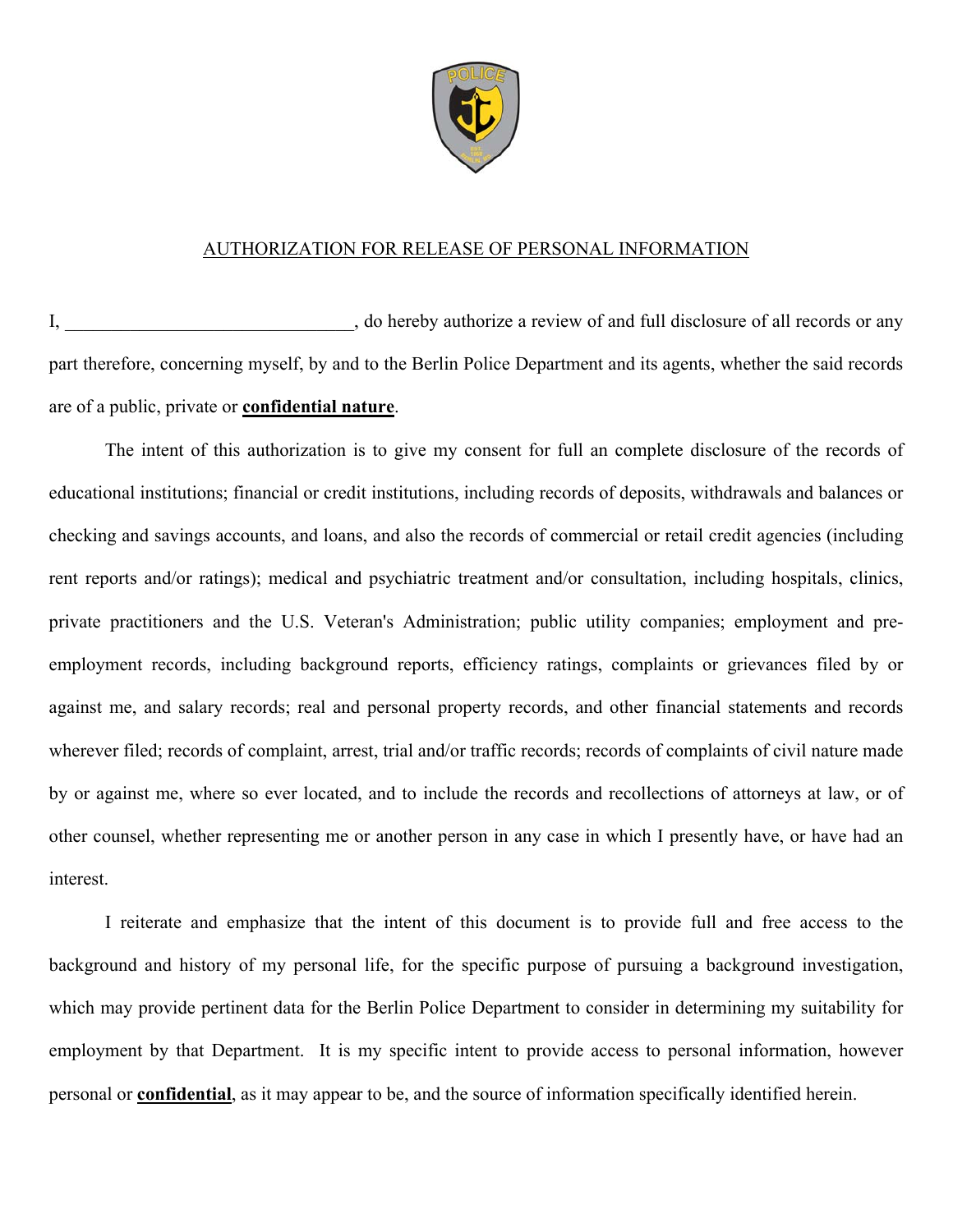## AUTHORIZATION FOR RELEASE OF PERSONAL INFORMATION

I, ______________________________, do hereby authorize a review of and full disclosure of all records or any part therefore, concerning myself, by and to the Berlin Police Department and its agents, whether the said records are of a public, private or **confidential nature**.

The intent of this authorization is to give my consent for full an complete disclosure of the records of educational institutions; financial or credit institutions, including records of deposits, withdrawals and balances or checking and savings accounts, and loans, and also the records of commercial or retail credit agencies (including rent reports and/or ratings); medical and psychiatric treatment and/or consultation, including hospitals, clinics, private practitioners and the U.S. Veteran's Administration; public utility companies; employment and pre-employment records, including background reports, efficiency ratings, complaints or grievances filed by or against me, and salary records; real and personal property records, and other financial statements and records wherever filed; records of complaint, arrest, trial and/or traffic records; records of complaints of civil nature made by or against me, where so ever located, and to include the records and recollections of attorneys at law, or of other counsel, whether representing me or another person in any case in which I presently have, or have had an interest.

I reiterate and emphasize that the intent of this document is to provide full and free access to the background and history of my personal life, for the specific purpose of pursuing a background investigation, which may provide pertinent data for the Berlin Police Department to consider in determining my suitability for employment by that Department. It is my specific intent to provide access to personal information, however personal or **confidential**, as it may appear to be, and the source of information specifically identified herein.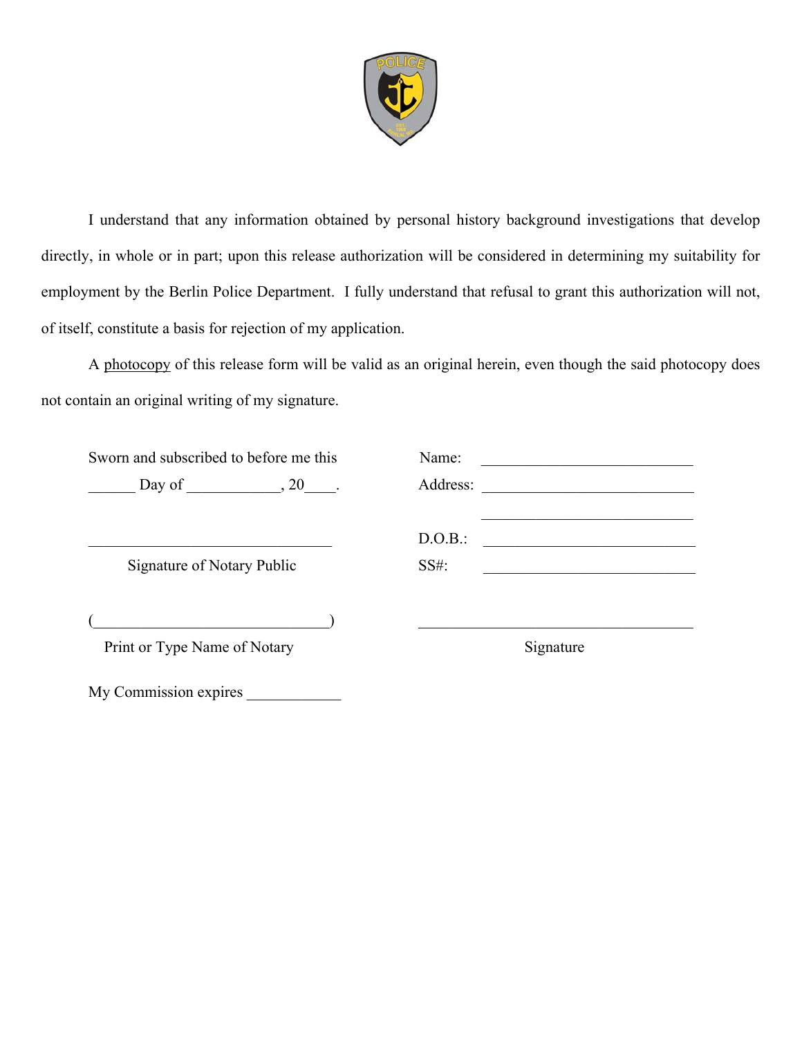I understand that any information obtained by personal history background investigations that develop directly, in whole or in part; upon this release authorization will be considered in determining my suitability for employment by the Berlin Police Department. I fully understand that refusal to grant this authorization will not, of itself, constitute a basis for rejection of my application.

A photocopy of this release form will be valid as an original herein, even though the said photocopy does not contain an original writing of my signature.

Sworn and subscribed to before me this

______ Day of ____________, 20____.

________________________________

Signature of Notary Public

(______________________________)

Print or Type Name of Notary

My Commission expires ____________

Name: ____________________________

Address: ____________________________

____________________________

D.O.B.: ____________________________

SS#: ____________________________

____________________________________

Signature